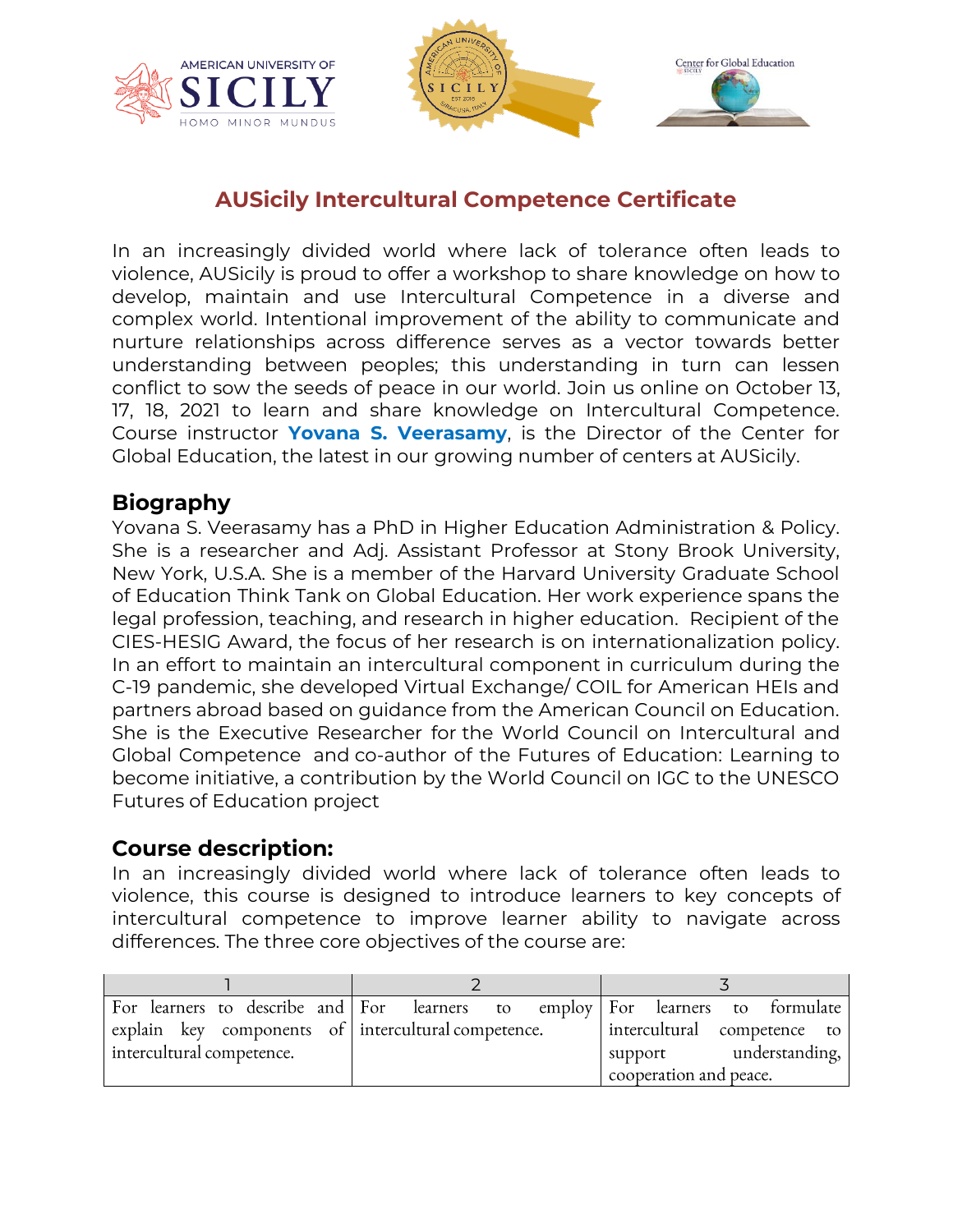# AUSicily Intercultural Competence Certificate

In an increasingly divided world where lack of tolerance often leads to violence, AUSicily is proud to offer a workshop to share knowledge on how to develop, maintain and use Intercultural Competence in a diverse and complex world. Intentional improvement of the ability to communicate and nurture relationships across difference serves as a vector towards better understanding between peoples; this understanding in turn can lessen conflict to sow the seeds of peace in our world. Join us online on October 13, 17, 18, 2021 to learn and share knowledge on Intercultural Competence. Course instructor **Yovana S. Veerasamy**, is the Director of the Center for Global Education, the latest in our growing number of centers at AUSicily.

## Biography

Yovana S. Veerasamy has a PhD in Higher Education Administration & Policy. She is a researcher and Adj. Assistant Professor at Stony Brook University, New York, U.S.A. She is a member of the Harvard University Graduate School of Education Think Tank on Global Education. Her work experience spans the legal profession, teaching, and research in higher education. Recipient of the CIES-HESIG Award, the focus of her research is on internationalization policy. In an effort to maintain an intercultural component in curriculum during the C-19 pandemic, she developed Virtual Exchange/ COIL for American HEIs and partners abroad based on guidance from the American Council on Education. She is the Executive Researcher for the World Council on Intercultural and Global Competence and co-author of the Futures of Education: Learning to become initiative, a contribution by the World Council on IGC to the UNESCO Futures of Education project

## Course description:

In an increasingly divided world where lack of tolerance often leads to violence, this course is designed to introduce learners to key concepts of intercultural competence to improve learner ability to navigate across differences. The three core objectives of the course are:

| 1 | 2 | 3 |
|---|---|---|
| For learners to describe and explain key components of intercultural competence. | For learners to employ intercultural competence. | For learners to formulate intercultural competence to support understanding, cooperation and peace. |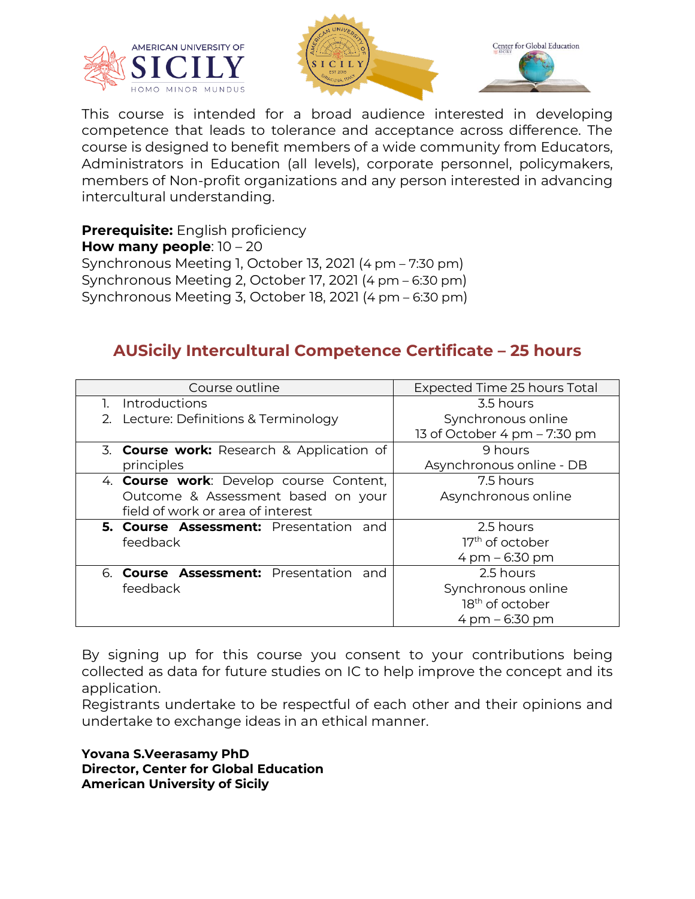This course is intended for a broad audience interested in developing competence that leads to tolerance and acceptance across difference. The course is designed to benefit members of a wide community from Educators, Administrators in Education (all levels), corporate personnel, policymakers, members of Non-profit organizations and any person interested in advancing intercultural understanding.

**Prerequisite:** English proficiency
**How many people**: 10 – 20
Synchronous Meeting 1, October 13, 2021 (4 pm – 7:30 pm)
Synchronous Meeting 2, October 17, 2021 (4 pm – 6:30 pm)
Synchronous Meeting 3, October 18, 2021 (4 pm – 6:30 pm)

## AUSicily Intercultural Competence Certificate – 25 hours

| Course outline | Expected Time 25 hours Total |
|---|---|
| 1. Introductions<br>2. Lecture: Definitions & Terminology | 3.5 hours<br>Synchronous online<br>13 of October 4 pm – 7:30 pm |
| 3. **Course work:** Research & Application of principles | 9 hours<br>Asynchronous online - DB |
| 4. **Course work**: Develop course Content, Outcome & Assessment based on your field of work or area of interest | 7.5 hours<br>Asynchronous online |
| **5. Course Assessment:** Presentation and feedback | 2.5 hours<br>17th of october<br>4 pm – 6:30 pm |
| 6. **Course Assessment:** Presentation and feedback | 2.5 hours<br>Synchronous online<br>18th of october<br>4 pm – 6:30 pm |

By signing up for this course you consent to your contributions being collected as data for future studies on IC to help improve the concept and its application.
Registrants undertake to be respectful of each other and their opinions and undertake to exchange ideas in an ethical manner.

**Yovana S.Veerasamy PhD**
**Director, Center for Global Education**
**American University of Sicily**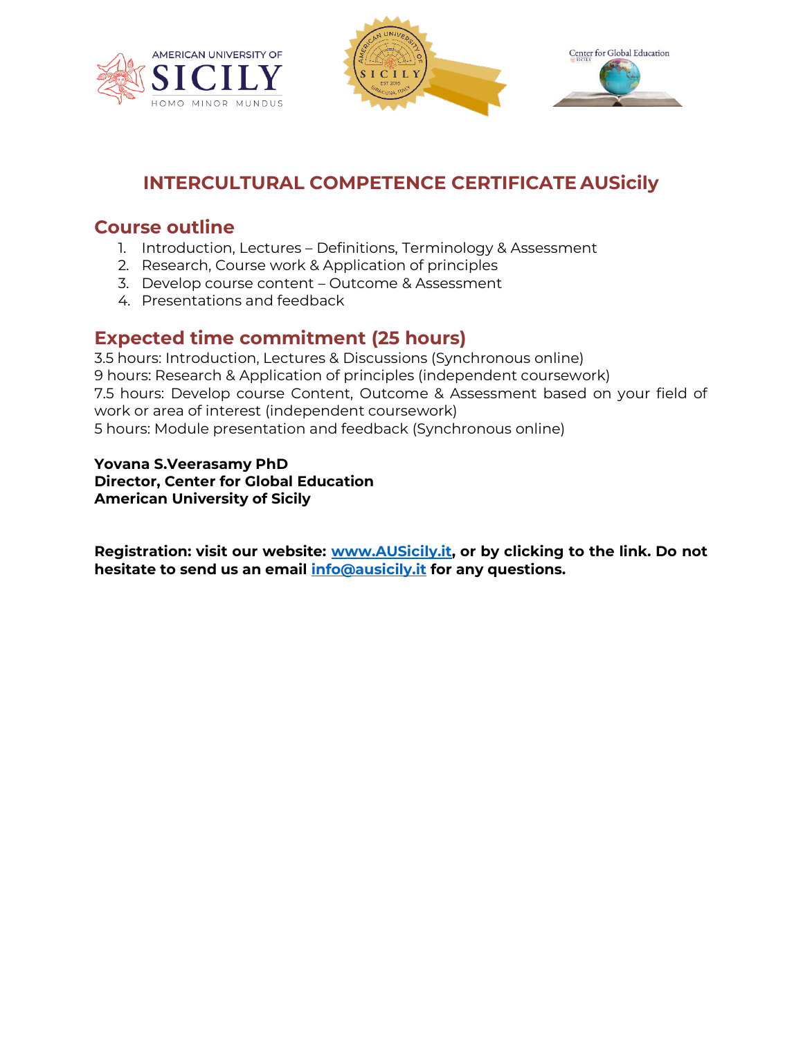# INTERCULTURAL COMPETENCE CERTIFICATE AUSicily

## Course outline

1. Introduction, Lectures – Definitions, Terminology & Assessment
2. Research, Course work & Application of principles
3. Develop course content – Outcome & Assessment
4. Presentations and feedback

## Expected time commitment (25 hours)

3.5 hours: Introduction, Lectures & Discussions (Synchronous online)
9 hours: Research & Application of principles (independent coursework)
7.5 hours: Develop course Content, Outcome & Assessment based on your field of work or area of interest (independent coursework)
5 hours: Module presentation and feedback (Synchronous online)

**Yovana S.Veerasamy PhD**
**Director, Center for Global Education**
**American University of Sicily**

**Registration: visit our website: [www.AUSicily.it](http://www.AUSicily.it), or by clicking to the link. Do not hesitate to send us an email [info@ausicily.it](mailto:info@ausicily.it) for any questions.**